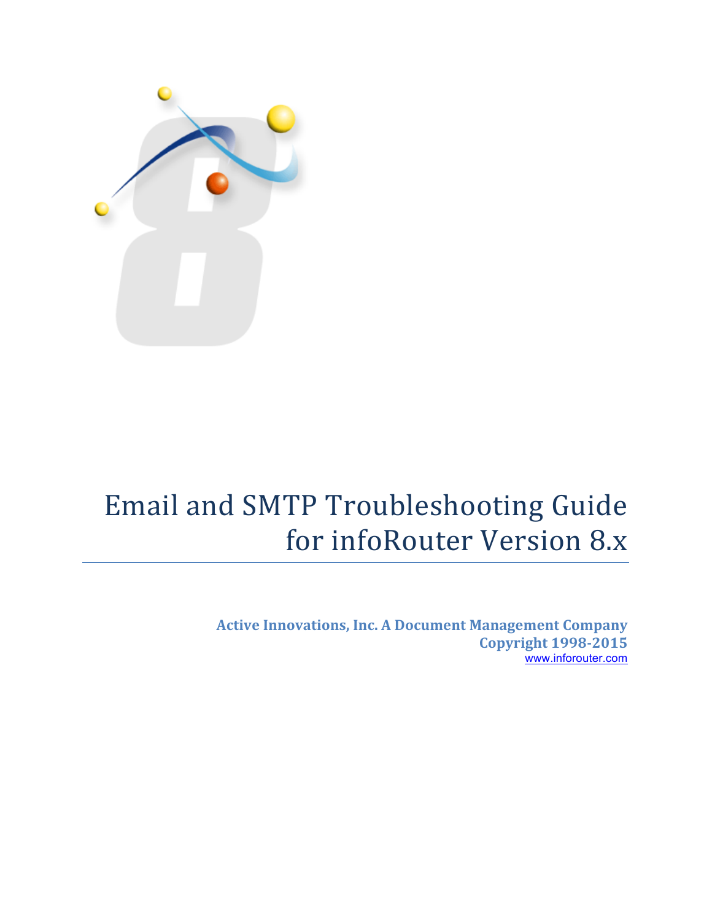# Email and SMTP Troubleshooting Guide for infoRouter Version 8.x

**Active Innovations, Inc. A Document Management Company**
**Copyright 1998-2015**
www.inforouter.com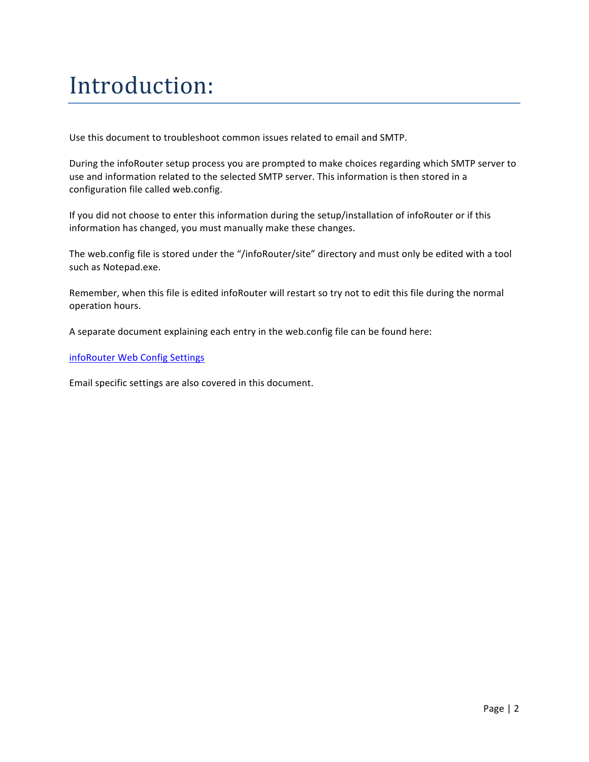# Introduction:

Use this document to troubleshoot common issues related to email and SMTP.

During the infoRouter setup process you are prompted to make choices regarding which SMTP server to use and information related to the selected SMTP server. This information is then stored in a configuration file called web.config.

If you did not choose to enter this information during the setup/installation of infoRouter or if this information has changed, you must manually make these changes.

The web.config file is stored under the "/infoRouter/site" directory and must only be edited with a tool such as Notepad.exe.

Remember, when this file is edited infoRouter will restart so try not to edit this file during the normal operation hours.

A separate document explaining each entry in the web.config file can be found here:

infoRouter Web Config Settings

Email specific settings are also covered in this document.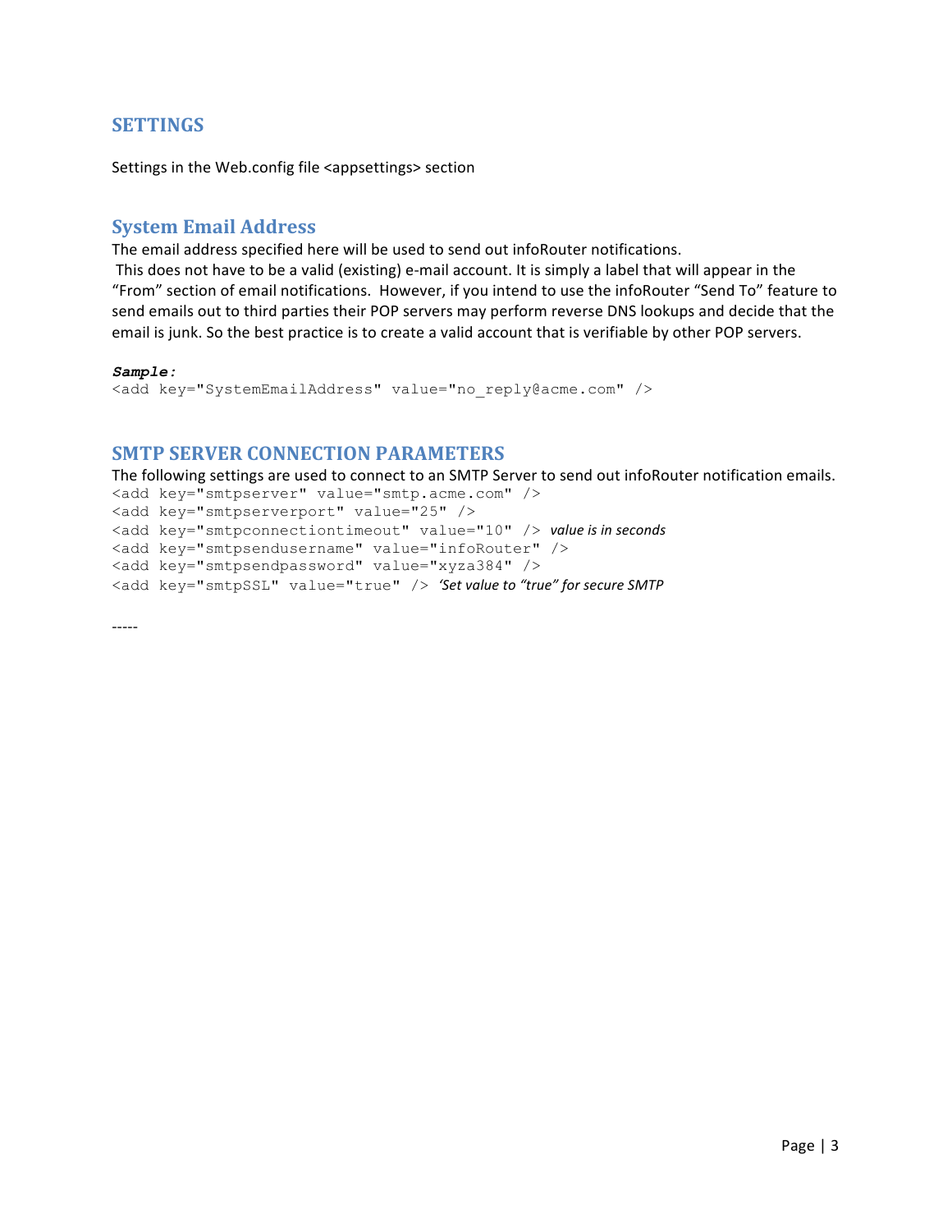# SETTINGS

Settings in the Web.config file <appsettings> section

## System Email Address

The email address specified here will be used to send out infoRouter notifications.
This does not have to be a valid (existing) e-mail account. It is simply a label that will appear in the "From" section of email notifications. However, if you intend to use the infoRouter "Send To" feature to send emails out to third parties their POP servers may perform reverse DNS lookups and decide that the email is junk. So the best practice is to create a valid account that is verifiable by other POP servers.

***Sample:***

```
<add key="SystemEmailAddress" value="no_reply@acme.com" />
```

## SMTP SERVER CONNECTION PARAMETERS

The following settings are used to connect to an SMTP Server to send out infoRouter notification emails.

```
<add key="smtpserver" value="smtp.acme.com" />
<add key="smtpserverport" value="25" />
<add key="smtpconnectiontimeout" value="10" />  value is in seconds
<add key="smtpsendusername" value="infoRouter" />
<add key="smtpsendpassword" value="xyza384" />
<add key="smtpSSL" value="true" />  'Set value to "true" for secure SMTP
```

-----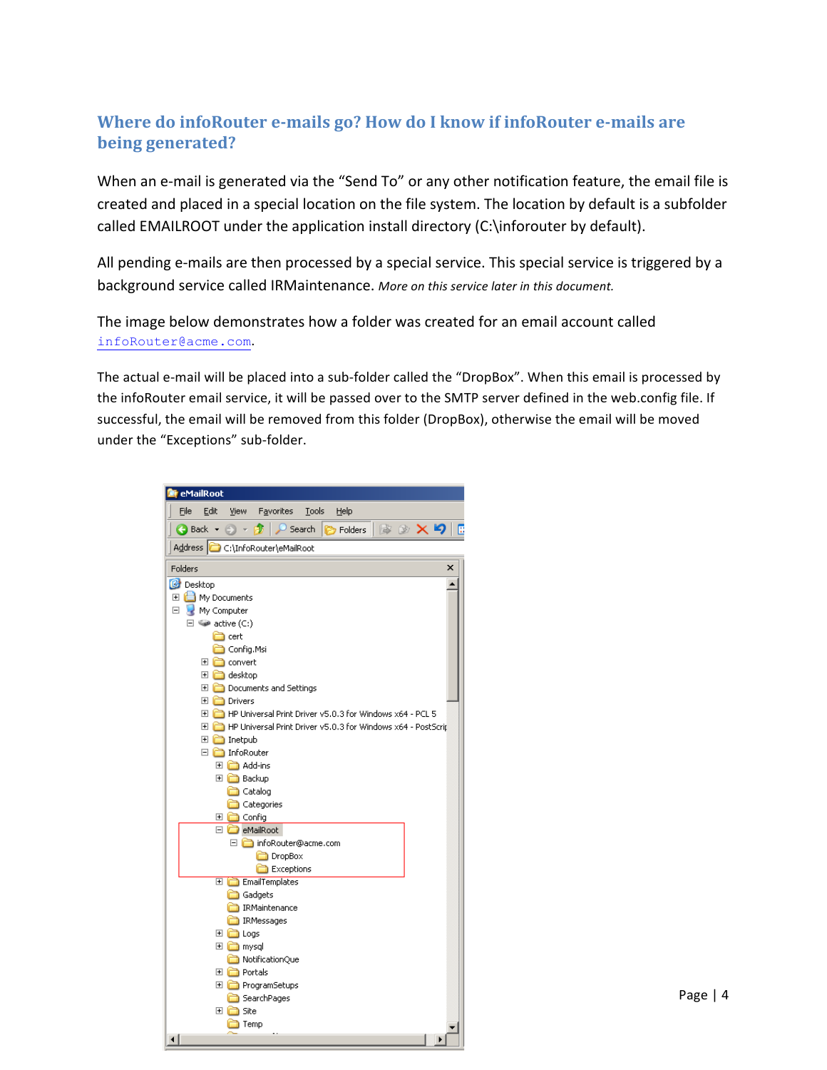## Where do infoRouter e-mails go? How do I know if infoRouter e-mails are being generated?

When an e-mail is generated via the "Send To" or any other notification feature, the email file is created and placed in a special location on the file system. The location by default is a subfolder called EMAILROOT under the application install directory (C:\inforouter by default).

All pending e-mails are then processed by a special service. This special service is triggered by a background service called IRMaintenance. *More on this service later in this document.*

The image below demonstrates how a folder was created for an email account called infoRouter@acme.com.

The actual e-mail will be placed into a sub-folder called the "DropBox". When this email is processed by the infoRouter email service, it will be passed over to the SMTP server defined in the web.config file. If successful, the email will be removed from this folder (DropBox), otherwise the email will be moved under the "Exceptions" sub-folder.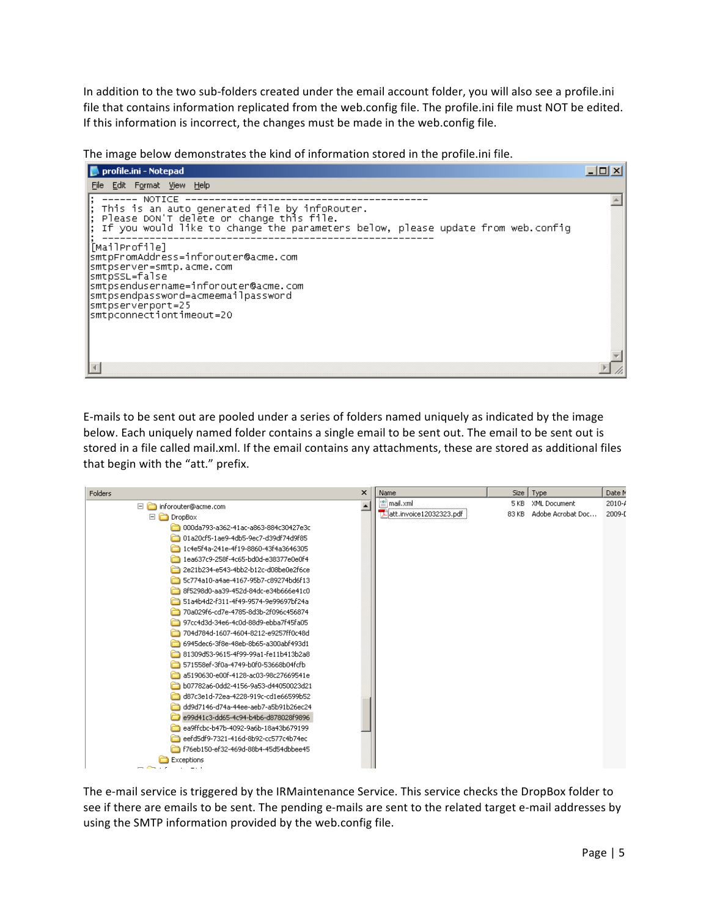In addition to the two sub-folders created under the email account folder, you will also see a profile.ini file that contains information replicated from the web.config file. The profile.ini file must NOT be edited. If this information is incorrect, the changes must be made in the web.config file.

The image below demonstrates the kind of information stored in the profile.ini file.

```
; ------ NOTICE ----------------------------------------
; This is an auto generated file by infoRouter.
; Please DON'T delete or change this file.
; If you would like to change the parameters below, please update from web.config
; ------------------------------------------------------
[MailProfile]
smtpFromAddress=inforouter@acme.com
smtpserver=smtp.acme.com
smtpSSL=false
smtpsendusername=inforouter@acme.com
smtpsendpassword=acmeemailpassword
smtpserverport=25
smtpconnectiontimeout=20
```

E-mails to be sent out are pooled under a series of folders named uniquely as indicated by the image below. Each uniquely named folder contains a single email to be sent out. The email to be sent out is stored in a file called mail.xml. If the email contains any attachments, these are stored as additional files that begin with the "att." prefix.

```
inforouter@acme.com
  DropBox
    000da793-a362-41ac-a863-884c30427e3c
    01a20cf5-1ae9-4db5-9ec7-d39df74d9f85
    1c4e5f4a-241e-4f19-8860-43f4a3646305
    1ea637c9-258f-4c65-bd0d-e38377e0e0f4
    2e21b234-e543-4bb2-b12c-d08be0e2f6ce
    5c774a10-a4ae-4167-95b7-c89274bd6f13
    8f5298d0-aa39-452d-84dc-e34b666e41c0
    51a4b4d2-f311-4f49-9574-9e99697bf24a
    70a029f6-cd7e-4785-8d3b-2f096c456874
    97cc4d3d-34e6-4c0d-88d9-ebba7f45fa05
    704d784d-1607-4604-8212-e9257ff0c48d
    6945dec6-3f8e-48eb-8b65-a300abf493d1
    81309d53-9615-4f99-99a1-fe11b413b2a8
    571558ef-3f0a-4749-b0f0-53668b04fcfb
    a5190630-e00f-4128-ac03-98c27669541e
    b07782a6-0dd2-4156-9a53-d44050023d21
    d87c3e1d-72ea-4228-919c-cd1e66599b52
    dd9d7146-d74a-44ee-aeb7-a5b91b26ec24
    e99d41c3-dd65-4c94-b4b6-d878028f9896
    ea9ffcbc-b47b-4092-9a6b-18a43b679199
    eefd5df9-7321-416d-8b92-cc577c4b74ec
    f76eb150-ef32-469d-88b4-45d54dbbee45
  Exceptions
```

| Name | Size | Type | Date M |
|---|---|---|---|
| mail.xml | 5 KB | XML Document | 2010-/ |
| att.invoice12032323.pdf | 83 KB | Adobe Acrobat Doc... | 2009-[ |

The e-mail service is triggered by the IRMaintenance Service. This service checks the DropBox folder to see if there are emails to be sent. The pending e-mails are sent to the related target e-mail addresses by using the SMTP information provided by the web.config file.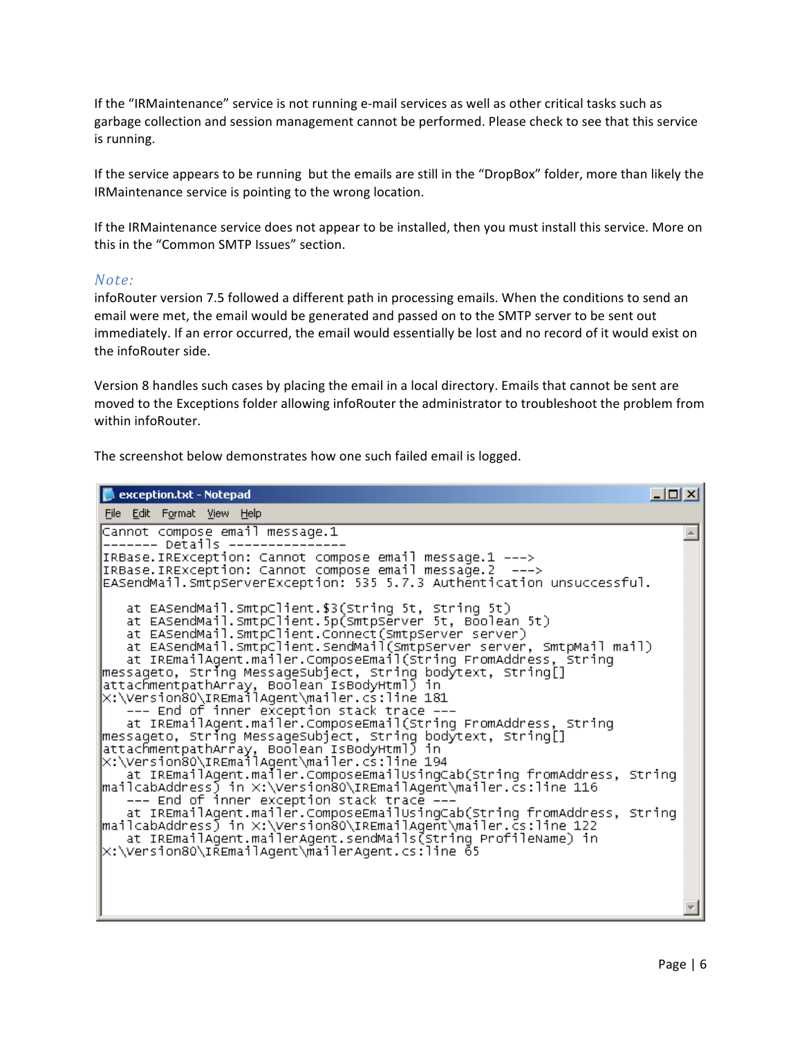If the “IRMaintenance” service is not running e-mail services as well as other critical tasks such as garbage collection and session management cannot be performed. Please check to see that this service is running.

If the service appears to be running but the emails are still in the “DropBox” folder, more than likely the IRMaintenance service is pointing to the wrong location.

If the IRMaintenance service does not appear to be installed, then you must install this service. More on this in the “Common SMTP Issues” section.

*Note:*

infoRouter version 7.5 followed a different path in processing emails. When the conditions to send an email were met, the email would be generated and passed on to the SMTP server to be sent out immediately. If an error occurred, the email would essentially be lost and no record of it would exist on the infoRouter side.

Version 8 handles such cases by placing the email in a local directory. Emails that cannot be sent are moved to the Exceptions folder allowing infoRouter the administrator to troubleshoot the problem from within infoRouter.

The screenshot below demonstrates how one such failed email is logged.

```
exception.txt - Notepad

Cannot compose email message.1
------- Details ---------------
IRBase.IRException: Cannot compose email message.1 --->
IRBase.IRException: Cannot compose email message.2  --->
EASendMail.SmtpServerException: 535 5.7.3 Authentication unsuccessful.

   at EASendMail.SmtpClient.$3(String 5t, String 5t)
   at EASendMail.SmtpClient.5p(SmtpServer 5t, Boolean 5t)
   at EASendMail.SmtpClient.Connect(SmtpServer server)
   at EASendMail.SmtpClient.SendMail(SmtpServer server, SmtpMail mail)
   at IREmailAgent.mailer.ComposeEmail(String FromAddress, String
messageto, String MessageSubject, String bodytext, String[]
attachmentpathArray, Boolean IsBodyHtml) in
x:\Version80\IREmailAgent\mailer.cs:line 181
   --- End of inner exception stack trace ---
   at IREmailAgent.mailer.ComposeEmail(String FromAddress, String
messageto, String MessageSubject, String bodytext, String[]
attachmentpathArray, Boolean IsBodyHtml) in
x:\Version80\IREmailAgent\mailer.cs:line 194
   at IREmailAgent.mailer.ComposeEmailUsingCab(String fromAddress, String
mailcabAddress) in x:\Version80\IREmailAgent\mailer.cs:line 116
   --- End of inner exception stack trace ---
   at IREmailAgent.mailer.ComposeEmailUsingCab(String fromAddress, String
mailcabAddress) in x:\Version80\IREmailAgent\mailer.cs:line 122
   at IREmailAgent.mailerAgent.sendMails(String ProfileName) in
x:\Version80\IREmailAgent\mailerAgent.cs:line 65
```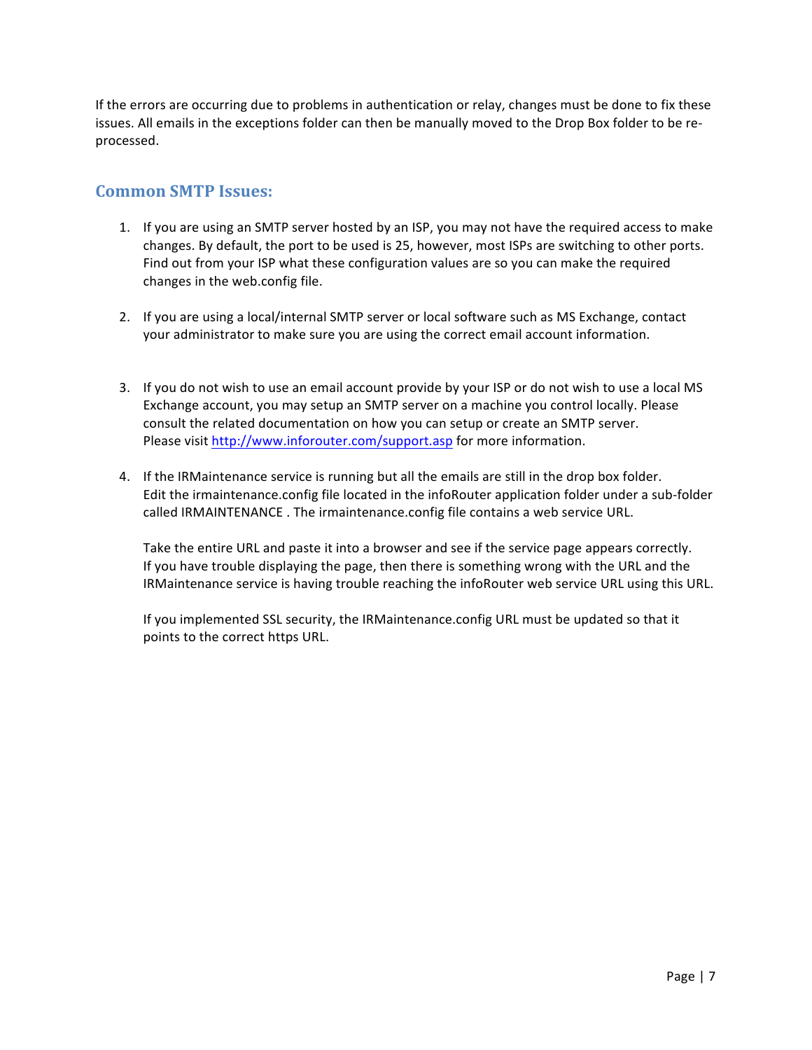If the errors are occurring due to problems in authentication or relay, changes must be done to fix these issues. All emails in the exceptions folder can then be manually moved to the Drop Box folder to be re-processed.

## Common SMTP Issues:

1. If you are using an SMTP server hosted by an ISP, you may not have the required access to make changes. By default, the port to be used is 25, however, most ISPs are switching to other ports. Find out from your ISP what these configuration values are so you can make the required changes in the web.config file.

2. If you are using a local/internal SMTP server or local software such as MS Exchange, contact your administrator to make sure you are using the correct email account information.

3. If you do not wish to use an email account provide by your ISP or do not wish to use a local MS Exchange account, you may setup an SMTP server on a machine you control locally. Please consult the related documentation on how you can setup or create an SMTP server.
   Please visit [http://www.inforouter.com/support.asp](http://www.inforouter.com/support.asp) for more information.

4. If the IRMaintenance service is running but all the emails are still in the drop box folder. Edit the irmaintenance.config file located in the infoRouter application folder under a sub-folder called IRMAINTENANCE . The irmaintenance.config file contains a web service URL.

   Take the entire URL and paste it into a browser and see if the service page appears correctly. If you have trouble displaying the page, then there is something wrong with the URL and the IRMaintenance service is having trouble reaching the infoRouter web service URL using this URL.

   If you implemented SSL security, the IRMaintenance.config URL must be updated so that it points to the correct https URL.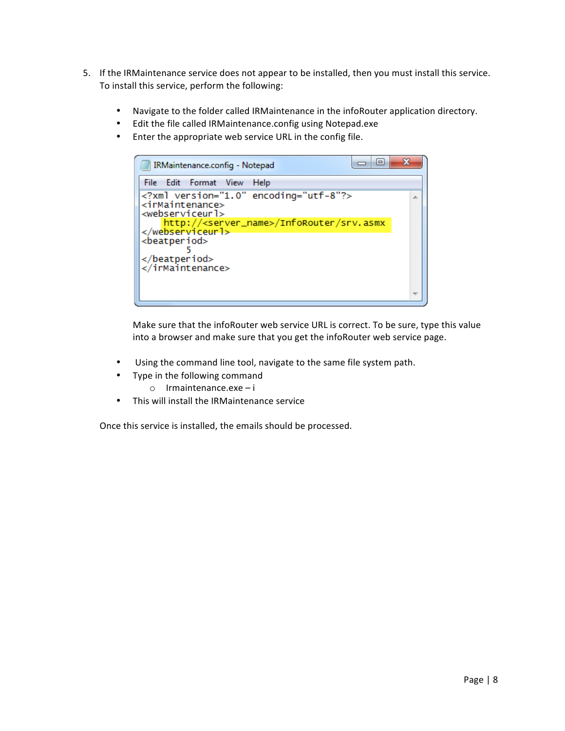5. If the IRMaintenance service does not appear to be installed, then you must install this service. To install this service, perform the following:

    - Navigate to the folder called IRMaintenance in the infoRouter application directory.
    - Edit the file called IRMaintenance.config using Notepad.exe
    - Enter the appropriate web service URL in the config file.

    ```
    <?xml version="1.0" encoding="utf-8"?>
    <irMaintenance>
    <webserviceurl>
        http://<server_name>/InfoRouter/srv.asmx
    </webserviceurl>
    <beatperiod>
            5
    </beatperiod>
    </irMaintenance>
    ```

    Make sure that the infoRouter web service URL is correct. To be sure, type this value into a browser and make sure that you get the infoRouter web service page.

    - Using the command line tool, navigate to the same file system path.
    - Type in the following command
        - Irmaintenance.exe – i
    - This will install the IRMaintenance service

    Once this service is installed, the emails should be processed.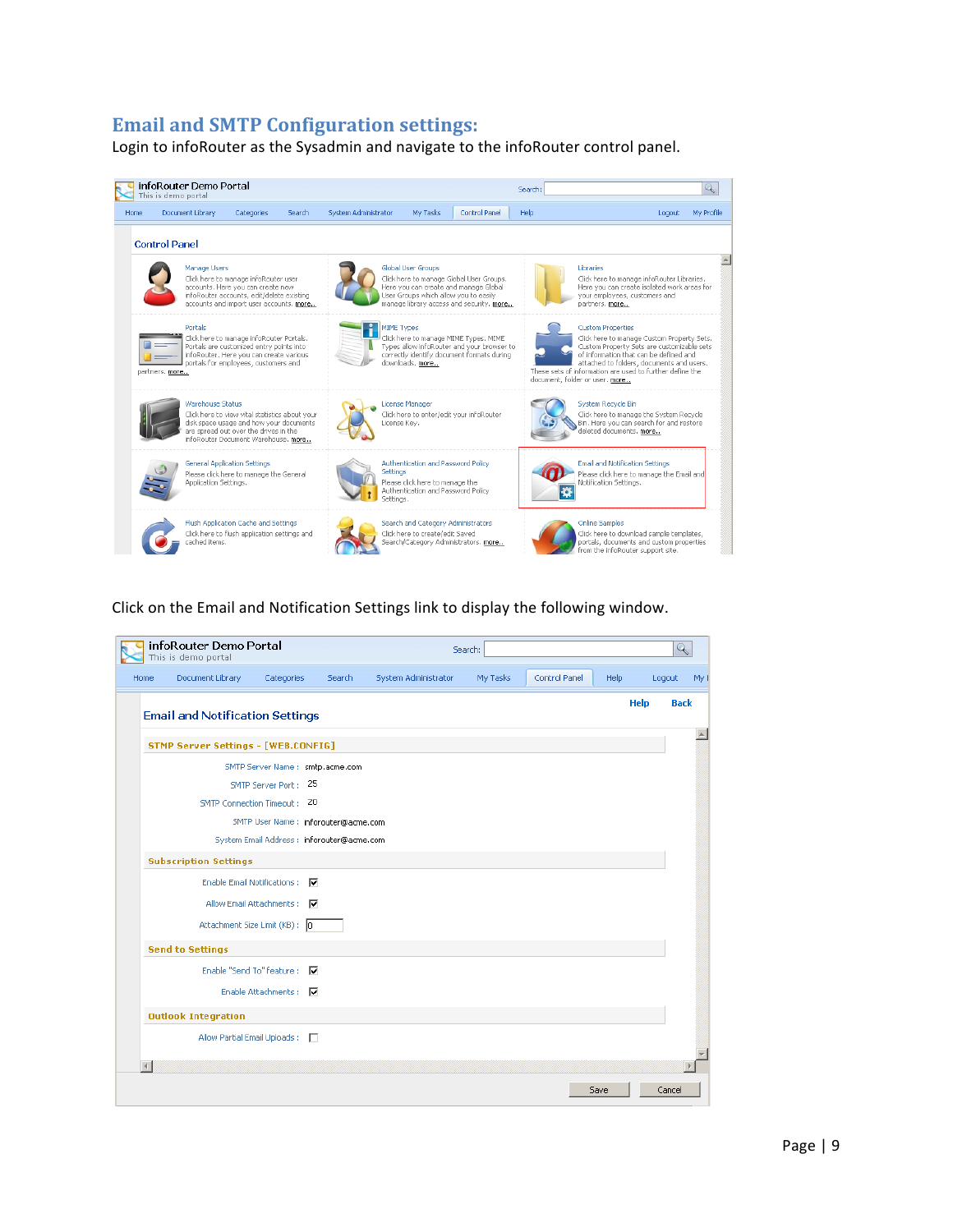## Email and SMTP Configuration settings:

Login to infoRouter as the Sysadmin and navigate to the infoRouter control panel.

Click on the Email and Notification Settings link to display the following window.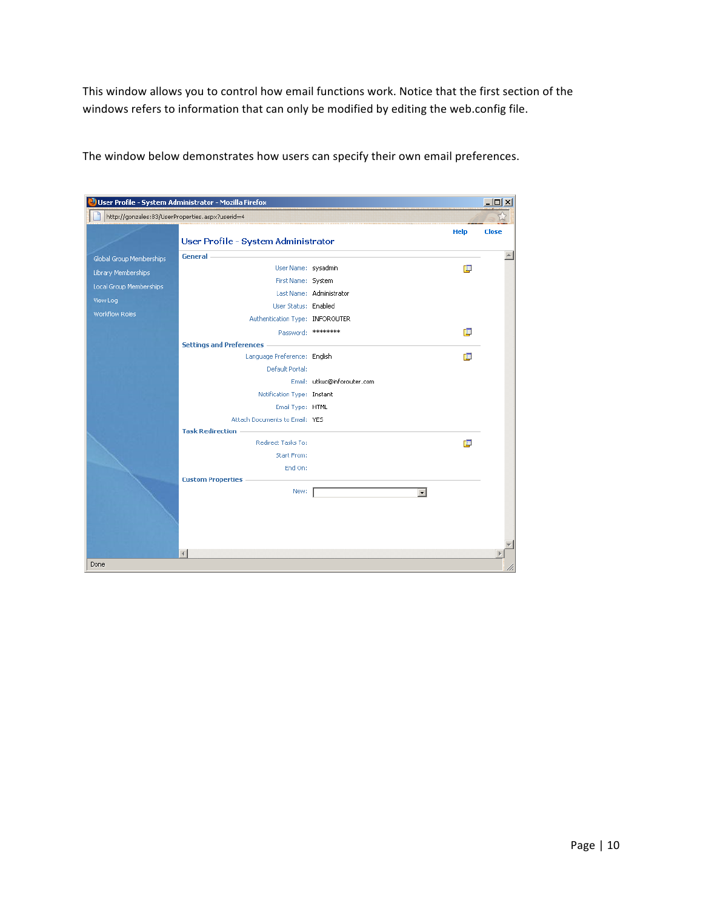This window allows you to control how email functions work. Notice that the first section of the windows refers to information that can only be modified by editing the web.config file.

The window below demonstrates how users can specify their own email preferences.

User Profile - System Administrator - Mozilla Firefox

http://gonzales:83/UserProperties.aspx?userid=4

Help Close

Global Group Memberships
Library Memberships
Local Group Memberships
View Log
Workflow Roles

User Profile - System Administrator

**General**

User Name: sysadmin
First Name: System
Last Name: Administrator
User Status: Enabled
Authentication Type: INFOROUTER
Password: ********

**Settings and Preferences**

Language Preference: English
Default Portal:
Email: utkuc@inforouter.com
Notification Type: Instant
Email Type: HTML
Attach Documents to Email: YES

**Task Redirection**

Redirect Tasks To:
Start From:
End On:

**Custom Properties**

New:

Done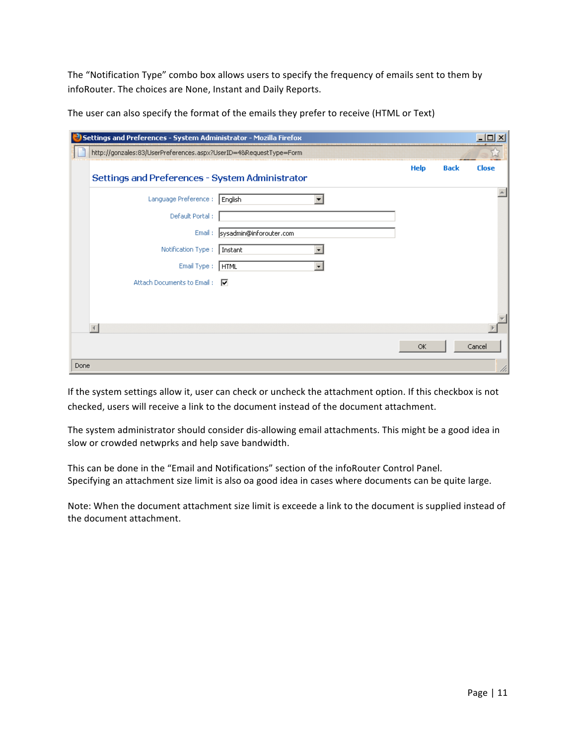The “Notification Type” combo box allows users to specify the frequency of emails sent to them by infoRouter. The choices are None, Instant and Daily Reports.

The user can also specify the format of the emails they prefer to receive (HTML or Text)

If the system settings allow it, user can check or uncheck the attachment option. If this checkbox is not checked, users will receive a link to the document instead of the document attachment.

The system administrator should consider dis-allowing email attachments. This might be a good idea in slow or crowded netwprks and help save bandwidth.

This can be done in the “Email and Notifications” section of the infoRouter Control Panel.
Specifying an attachment size limit is also oa good idea in cases where documents can be quite large.

Note: When the document attachment size limit is exceede a link to the document is supplied instead of the document attachment.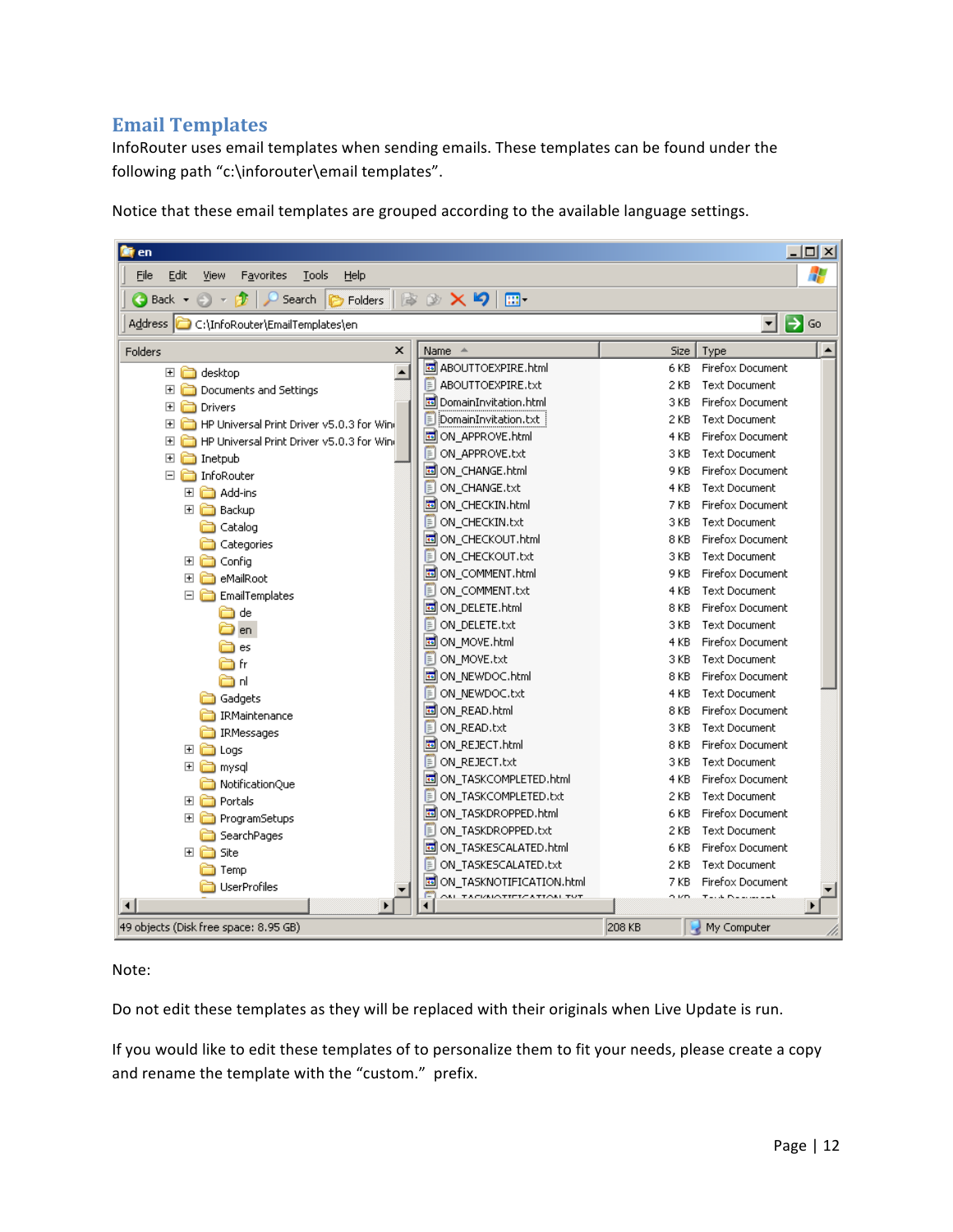## Email Templates

InfoRouter uses email templates when sending emails. These templates can be found under the following path “c:\inforouter\email templates”.

Notice that these email templates are grouped according to the available language settings.

Note:

Do not edit these templates as they will be replaced with their originals when Live Update is run.

If you would like to edit these templates of to personalize them to fit your needs, please create a copy and rename the template with the “custom.” prefix.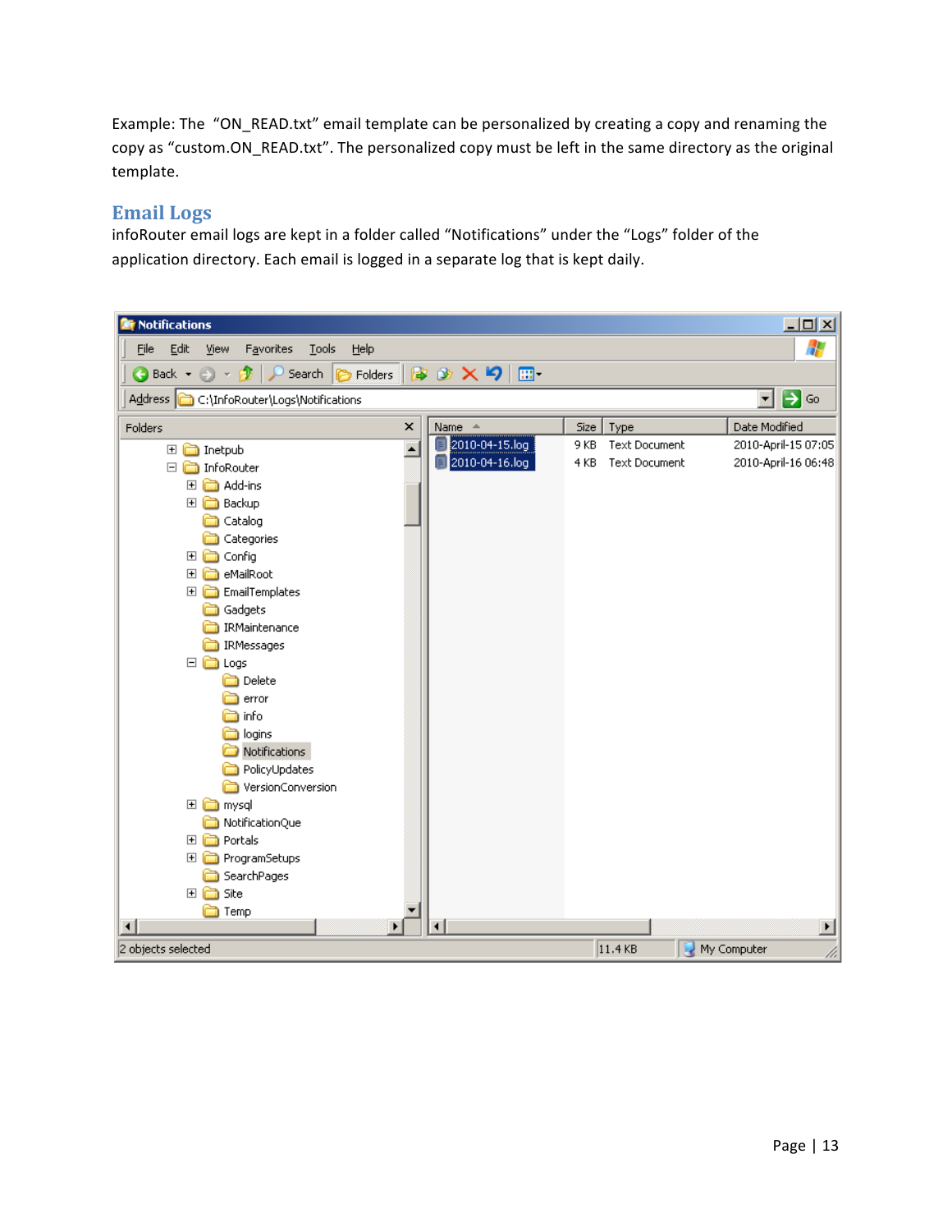Example: The "ON_READ.txt" email template can be personalized by creating a copy and renaming the copy as "custom.ON_READ.txt". The personalized copy must be left in the same directory as the original template.

## Email Logs

infoRouter email logs are kept in a folder called "Notifications" under the "Logs" folder of the application directory. Each email is logged in a separate log that is kept daily.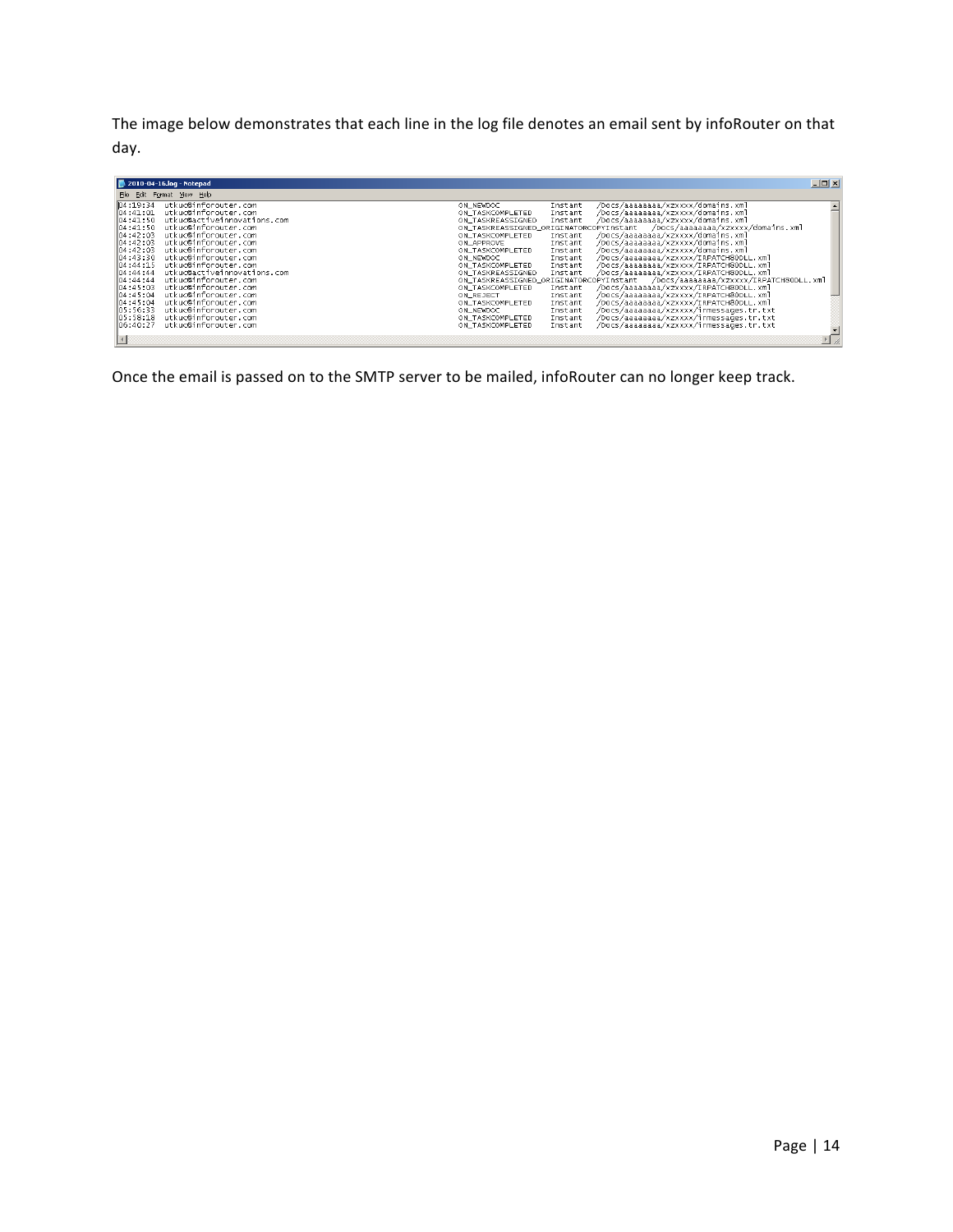The image below demonstrates that each line in the log file denotes an email sent by infoRouter on that day.

2010-04-16.log - Notepad

```
04:19:34  utkuc@inforouter.com             ON_NEWDOC            Instant   /Docs/aaaaaaaa/xzxxxx/domains.xml
04:41:01  utkuc@inforouter.com             ON_TASKCOMPLETED     Instant   /Docs/aaaaaaaa/xzxxxx/domains.xml
04:41:50  utkuc@activeinnovations.com      ON_TASKREASSIGNED    Instant   /Docs/aaaaaaaa/xzxxxx/domains.xml
04:41:50  utkuc@inforouter.com             ON_TASKREASSIGNED_ORIGINATORCOPYInstant   /Docs/aaaaaaaa/xzxxxx/domains.xml
04:42:03  utkuc@inforouter.com             ON_TASKCOMPLETED     Instant   /Docs/aaaaaaaa/xzxxxx/domains.xml
04:42:03  utkuc@inforouter.com             ON_APPROVE           Instant   /Docs/aaaaaaaa/xzxxxx/domains.xml
04:42:03  utkuc@inforouter.com             ON_TASKCOMPLETED     Instant   /Docs/aaaaaaaa/xzxxxx/domains.xml
04:43:30  utkuc@inforouter.com             ON_NEWDOC            Instant   /Docs/aaaaaaaa/xzxxxx/IRPATCH80DLL.xml
04:44:15  utkuc@inforouter.com             ON_TASKCOMPLETED     Instant   /Docs/aaaaaaaa/xzxxxx/IRPATCH80DLL.xml
04:44:44  utkuc@activeinnovations.com      ON_TASKREASSIGNED    Instant   /Docs/aaaaaaaa/xzxxxx/IRPATCH80DLL.xml
04:44:44  utkuc@inforouter.com             ON_TASKREASSIGNED_ORIGINATORCOPYInstant   /Docs/aaaaaaaa/xzxxxx/IRPATCH80DLL.xml
04:45:03  utkuc@inforouter.com             ON_TASKCOMPLETED     Instant   /Docs/aaaaaaaa/xzxxxx/IRPATCH80DLL.xml
04:45:04  utkuc@inforouter.com             ON_REJECT            Instant   /Docs/aaaaaaaa/xzxxxx/IRPATCH80DLL.xml
04:45:04  utkuc@inforouter.com             ON_TASKCOMPLETED     Instant   /Docs/aaaaaaaa/xzxxxx/IRPATCH80DLL.xml
05:56:33  utkuc@inforouter.com             ON_NEWDOC            Instant   /Docs/aaaaaaaa/xzxxxx/irmessages.tr.txt
05:58:18  utkuc@inforouter.com             ON_TASKCOMPLETED     Instant   /Docs/aaaaaaaa/xzxxxx/irmessages.tr.txt
06:40:27  utkuc@inforouter.com             ON_TASKCOMPLETED     Instant   /Docs/aaaaaaaa/xzxxxx/irmessages.tr.txt
```

Once the email is passed on to the SMTP server to be mailed, infoRouter can no longer keep track.